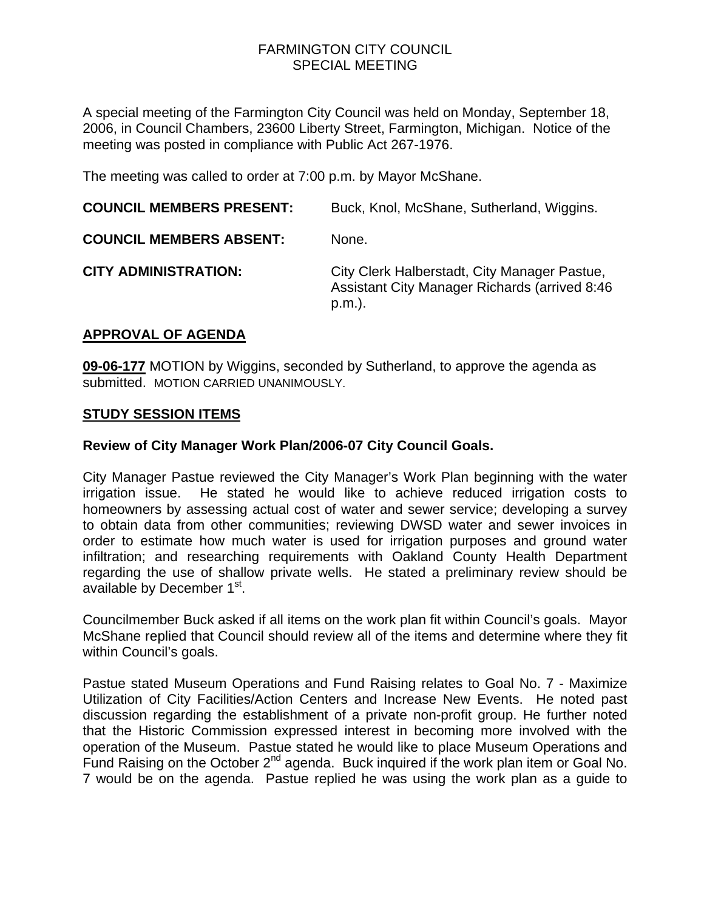# FARMINGTON CITY COUNCIL
## SPECIAL MEETING

A special meeting of the Farmington City Council was held on Monday, September 18, 2006, in Council Chambers, 23600 Liberty Street, Farmington, Michigan. Notice of the meeting was posted in compliance with Public Act 267-1976.

The meeting was called to order at 7:00 p.m. by Mayor McShane.

**COUNCIL MEMBERS PRESENT:** Buck, Knol, McShane, Sutherland, Wiggins.

**COUNCIL MEMBERS ABSENT:** None.

**CITY ADMINISTRATION:** City Clerk Halberstadt, City Manager Pastue, Assistant City Manager Richards (arrived 8:46 p.m.).

## APPROVAL OF AGENDA

**09-06-177** MOTION by Wiggins, seconded by Sutherland, to approve the agenda as submitted. MOTION CARRIED UNANIMOUSLY.

## STUDY SESSION ITEMS

### Review of City Manager Work Plan/2006-07 City Council Goals.

City Manager Pastue reviewed the City Manager's Work Plan beginning with the water irrigation issue. He stated he would like to achieve reduced irrigation costs to homeowners by assessing actual cost of water and sewer service; developing a survey to obtain data from other communities; reviewing DWSD water and sewer invoices in order to estimate how much water is used for irrigation purposes and ground water infiltration; and researching requirements with Oakland County Health Department regarding the use of shallow private wells. He stated a preliminary review should be available by December 1st.

Councilmember Buck asked if all items on the work plan fit within Council's goals. Mayor McShane replied that Council should review all of the items and determine where they fit within Council's goals.

Pastue stated Museum Operations and Fund Raising relates to Goal No. 7 - Maximize Utilization of City Facilities/Action Centers and Increase New Events. He noted past discussion regarding the establishment of a private non-profit group. He further noted that the Historic Commission expressed interest in becoming more involved with the operation of the Museum. Pastue stated he would like to place Museum Operations and Fund Raising on the October 2nd agenda. Buck inquired if the work plan item or Goal No. 7 would be on the agenda. Pastue replied he was using the work plan as a guide to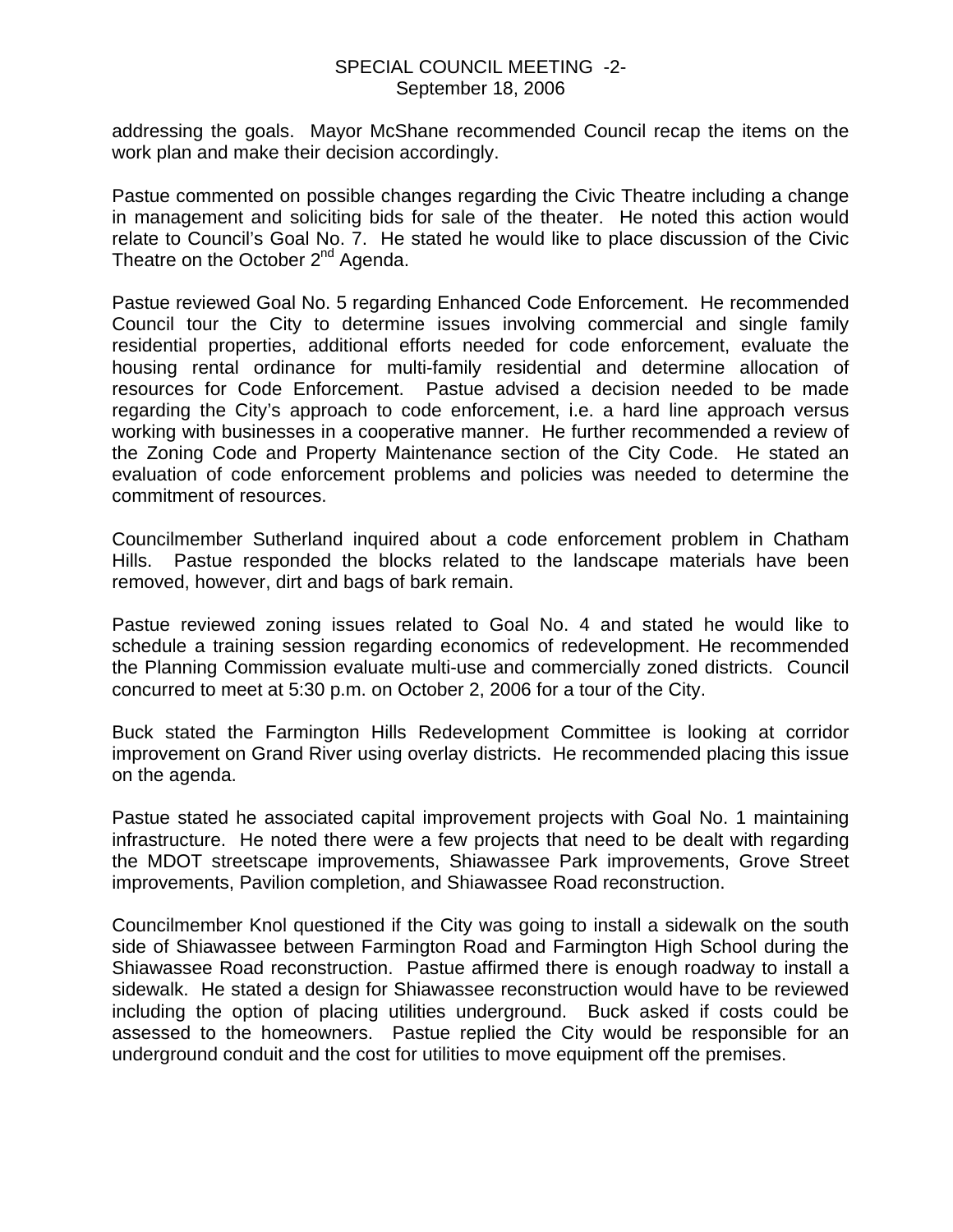addressing the goals. Mayor McShane recommended Council recap the items on the work plan and make their decision accordingly.

Pastue commented on possible changes regarding the Civic Theatre including a change in management and soliciting bids for sale of the theater. He noted this action would relate to Council's Goal No. 7. He stated he would like to place discussion of the Civic Theatre on the October 2nd Agenda.

Pastue reviewed Goal No. 5 regarding Enhanced Code Enforcement. He recommended Council tour the City to determine issues involving commercial and single family residential properties, additional efforts needed for code enforcement, evaluate the housing rental ordinance for multi-family residential and determine allocation of resources for Code Enforcement. Pastue advised a decision needed to be made regarding the City's approach to code enforcement, i.e. a hard line approach versus working with businesses in a cooperative manner. He further recommended a review of the Zoning Code and Property Maintenance section of the City Code. He stated an evaluation of code enforcement problems and policies was needed to determine the commitment of resources.

Councilmember Sutherland inquired about a code enforcement problem in Chatham Hills. Pastue responded the blocks related to the landscape materials have been removed, however, dirt and bags of bark remain.

Pastue reviewed zoning issues related to Goal No. 4 and stated he would like to schedule a training session regarding economics of redevelopment. He recommended the Planning Commission evaluate multi-use and commercially zoned districts. Council concurred to meet at 5:30 p.m. on October 2, 2006 for a tour of the City.

Buck stated the Farmington Hills Redevelopment Committee is looking at corridor improvement on Grand River using overlay districts. He recommended placing this issue on the agenda.

Pastue stated he associated capital improvement projects with Goal No. 1 maintaining infrastructure. He noted there were a few projects that need to be dealt with regarding the MDOT streetscape improvements, Shiawassee Park improvements, Grove Street improvements, Pavilion completion, and Shiawassee Road reconstruction.

Councilmember Knol questioned if the City was going to install a sidewalk on the south side of Shiawassee between Farmington Road and Farmington High School during the Shiawassee Road reconstruction. Pastue affirmed there is enough roadway to install a sidewalk. He stated a design for Shiawassee reconstruction would have to be reviewed including the option of placing utilities underground. Buck asked if costs could be assessed to the homeowners. Pastue replied the City would be responsible for an underground conduit and the cost for utilities to move equipment off the premises.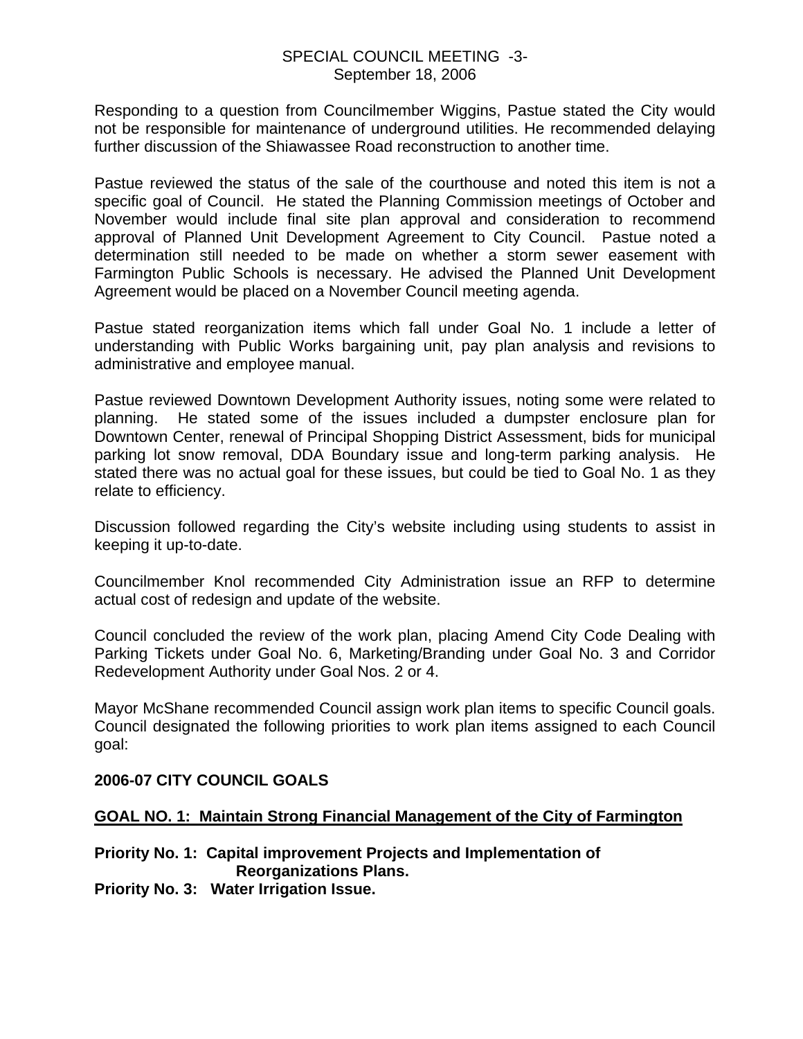Responding to a question from Councilmember Wiggins, Pastue stated the City would not be responsible for maintenance of underground utilities. He recommended delaying further discussion of the Shiawassee Road reconstruction to another time.

Pastue reviewed the status of the sale of the courthouse and noted this item is not a specific goal of Council. He stated the Planning Commission meetings of October and November would include final site plan approval and consideration to recommend approval of Planned Unit Development Agreement to City Council. Pastue noted a determination still needed to be made on whether a storm sewer easement with Farmington Public Schools is necessary. He advised the Planned Unit Development Agreement would be placed on a November Council meeting agenda.

Pastue stated reorganization items which fall under Goal No. 1 include a letter of understanding with Public Works bargaining unit, pay plan analysis and revisions to administrative and employee manual.

Pastue reviewed Downtown Development Authority issues, noting some were related to planning. He stated some of the issues included a dumpster enclosure plan for Downtown Center, renewal of Principal Shopping District Assessment, bids for municipal parking lot snow removal, DDA Boundary issue and long-term parking analysis. He stated there was no actual goal for these issues, but could be tied to Goal No. 1 as they relate to efficiency.

Discussion followed regarding the City's website including using students to assist in keeping it up-to-date.

Councilmember Knol recommended City Administration issue an RFP to determine actual cost of redesign and update of the website.

Council concluded the review of the work plan, placing Amend City Code Dealing with Parking Tickets under Goal No. 6, Marketing/Branding under Goal No. 3 and Corridor Redevelopment Authority under Goal Nos. 2 or 4.

Mayor McShane recommended Council assign work plan items to specific Council goals. Council designated the following priorities to work plan items assigned to each Council goal:

**2006-07 CITY COUNCIL GOALS**

**<u>GOAL NO. 1: Maintain Strong Financial Management of the City of Farmington</u>**

**Priority No. 1: Capital improvement Projects and Implementation of Reorganizations Plans.**
**Priority No. 3: Water Irrigation Issue.**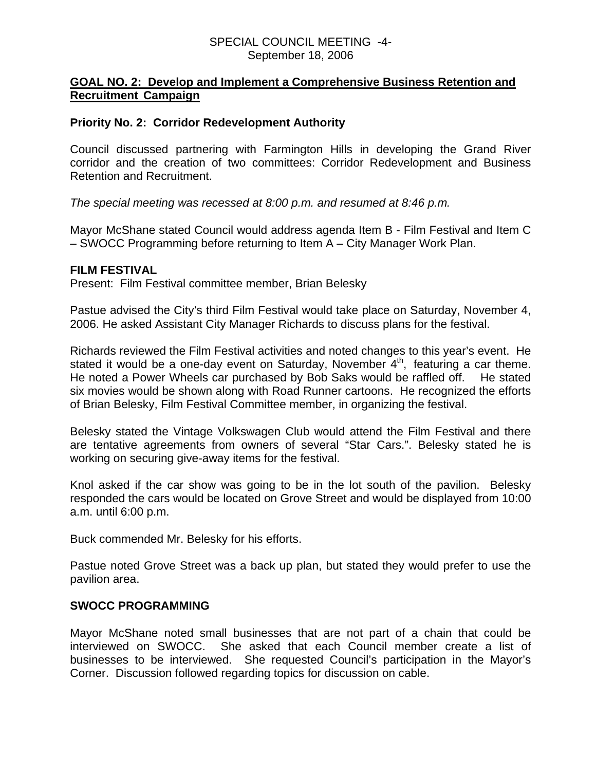**GOAL NO. 2: Develop and Implement a Comprehensive Business Retention and Recruitment Campaign**

**Priority No. 2: Corridor Redevelopment Authority**

Council discussed partnering with Farmington Hills in developing the Grand River corridor and the creation of two committees: Corridor Redevelopment and Business Retention and Recruitment.

*The special meeting was recessed at 8:00 p.m. and resumed at 8:46 p.m.*

Mayor McShane stated Council would address agenda Item B - Film Festival and Item C – SWOCC Programming before returning to Item A – City Manager Work Plan.

**FILM FESTIVAL**
Present: Film Festival committee member, Brian Belesky

Pastue advised the City's third Film Festival would take place on Saturday, November 4, 2006. He asked Assistant City Manager Richards to discuss plans for the festival.

Richards reviewed the Film Festival activities and noted changes to this year's event. He stated it would be a one-day event on Saturday, November 4th, featuring a car theme. He noted a Power Wheels car purchased by Bob Saks would be raffled off. He stated six movies would be shown along with Road Runner cartoons. He recognized the efforts of Brian Belesky, Film Festival Committee member, in organizing the festival.

Belesky stated the Vintage Volkswagen Club would attend the Film Festival and there are tentative agreements from owners of several "Star Cars.". Belesky stated he is working on securing give-away items for the festival.

Knol asked if the car show was going to be in the lot south of the pavilion. Belesky responded the cars would be located on Grove Street and would be displayed from 10:00 a.m. until 6:00 p.m.

Buck commended Mr. Belesky for his efforts.

Pastue noted Grove Street was a back up plan, but stated they would prefer to use the pavilion area.

**SWOCC PROGRAMMING**

Mayor McShane noted small businesses that are not part of a chain that could be interviewed on SWOCC. She asked that each Council member create a list of businesses to be interviewed. She requested Council's participation in the Mayor's Corner. Discussion followed regarding topics for discussion on cable.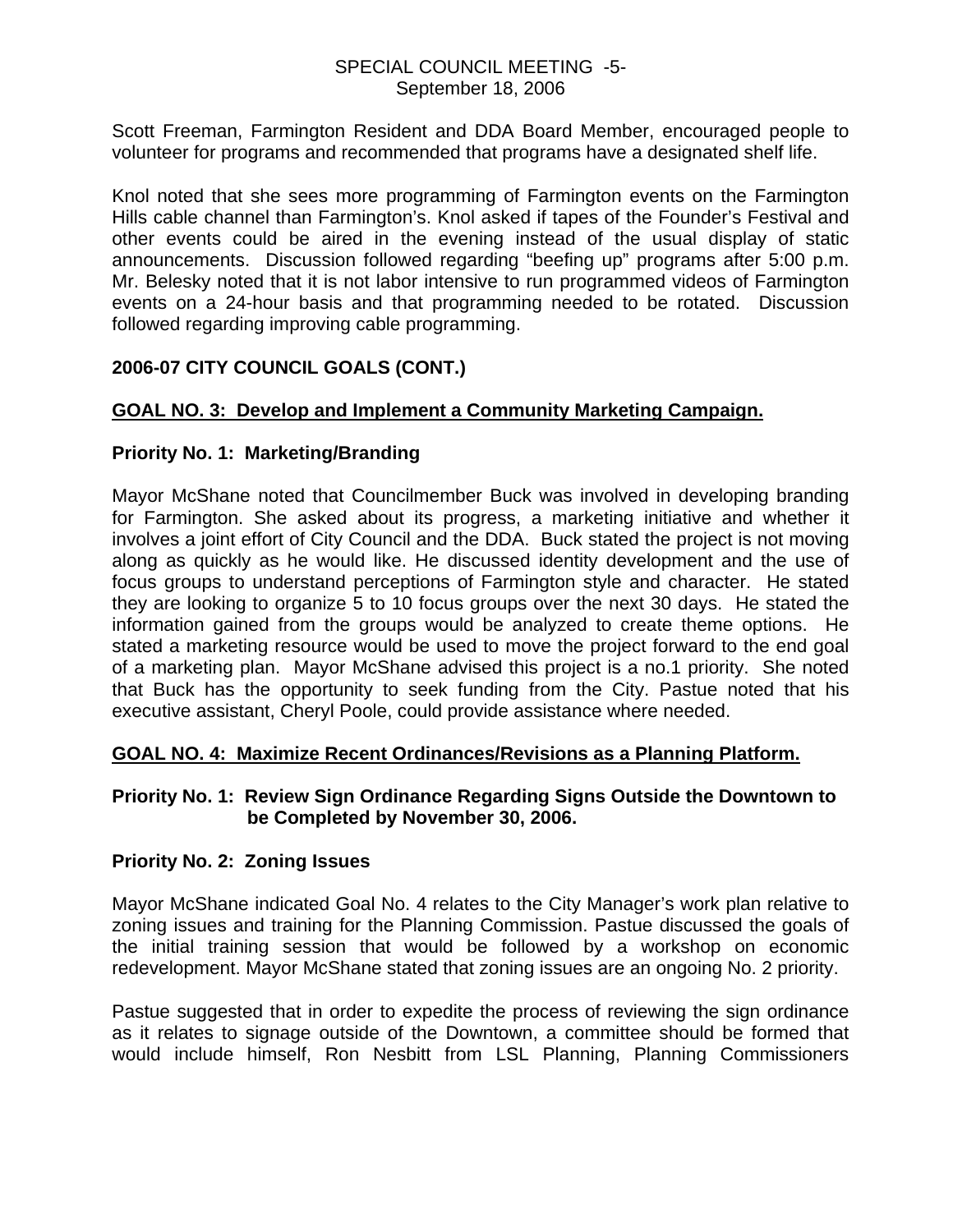Scott Freeman, Farmington Resident and DDA Board Member, encouraged people to volunteer for programs and recommended that programs have a designated shelf life.

Knol noted that she sees more programming of Farmington events on the Farmington Hills cable channel than Farmington's. Knol asked if tapes of the Founder's Festival and other events could be aired in the evening instead of the usual display of static announcements. Discussion followed regarding "beefing up" programs after 5:00 p.m. Mr. Belesky noted that it is not labor intensive to run programmed videos of Farmington events on a 24-hour basis and that programming needed to be rotated. Discussion followed regarding improving cable programming.

**2006-07 CITY COUNCIL GOALS (CONT.)**

**GOAL NO. 3: Develop and Implement a Community Marketing Campaign.**

**Priority No. 1: Marketing/Branding**

Mayor McShane noted that Councilmember Buck was involved in developing branding for Farmington. She asked about its progress, a marketing initiative and whether it involves a joint effort of City Council and the DDA. Buck stated the project is not moving along as quickly as he would like. He discussed identity development and the use of focus groups to understand perceptions of Farmington style and character. He stated they are looking to organize 5 to 10 focus groups over the next 30 days. He stated the information gained from the groups would be analyzed to create theme options. He stated a marketing resource would be used to move the project forward to the end goal of a marketing plan. Mayor McShane advised this project is a no.1 priority. She noted that Buck has the opportunity to seek funding from the City. Pastue noted that his executive assistant, Cheryl Poole, could provide assistance where needed.

**GOAL NO. 4: Maximize Recent Ordinances/Revisions as a Planning Platform.**

**Priority No. 1: Review Sign Ordinance Regarding Signs Outside the Downtown to be Completed by November 30, 2006.**

**Priority No. 2: Zoning Issues**

Mayor McShane indicated Goal No. 4 relates to the City Manager's work plan relative to zoning issues and training for the Planning Commission. Pastue discussed the goals of the initial training session that would be followed by a workshop on economic redevelopment. Mayor McShane stated that zoning issues are an ongoing No. 2 priority.

Pastue suggested that in order to expedite the process of reviewing the sign ordinance as it relates to signage outside of the Downtown, a committee should be formed that would include himself, Ron Nesbitt from LSL Planning, Planning Commissioners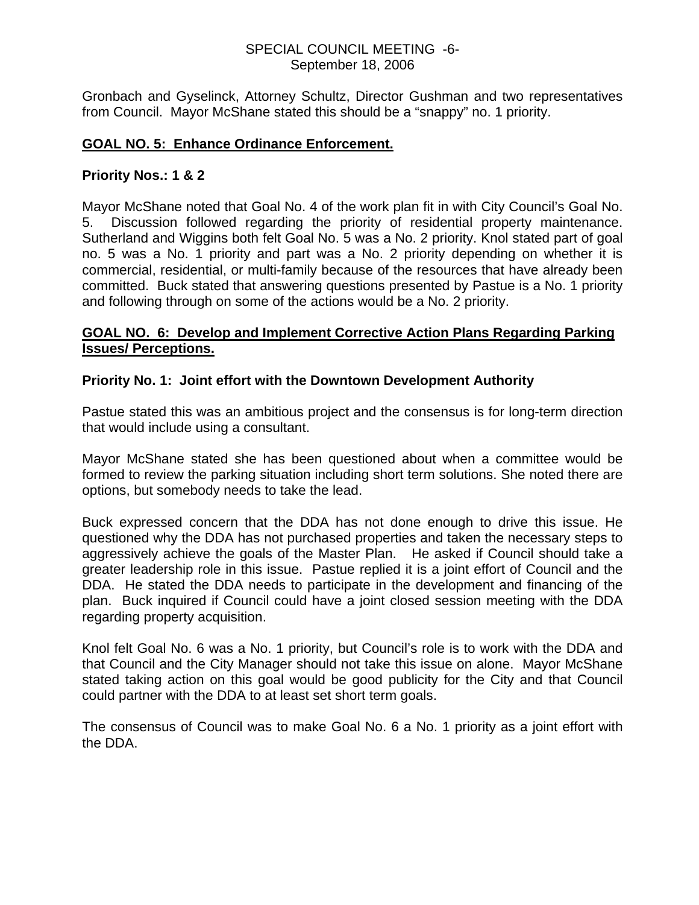Gronbach and Gyselinck, Attorney Schultz, Director Gushman and two representatives from Council. Mayor McShane stated this should be a "snappy" no. 1 priority.

## GOAL NO. 5: Enhance Ordinance Enforcement.

**Priority Nos.: 1 & 2**

Mayor McShane noted that Goal No. 4 of the work plan fit in with City Council's Goal No. 5. Discussion followed regarding the priority of residential property maintenance. Sutherland and Wiggins both felt Goal No. 5 was a No. 2 priority. Knol stated part of goal no. 5 was a No. 1 priority and part was a No. 2 priority depending on whether it is commercial, residential, or multi-family because of the resources that have already been committed. Buck stated that answering questions presented by Pastue is a No. 1 priority and following through on some of the actions would be a No. 2 priority.

## GOAL NO. 6: Develop and Implement Corrective Action Plans Regarding Parking Issues/ Perceptions.

**Priority No. 1: Joint effort with the Downtown Development Authority**

Pastue stated this was an ambitious project and the consensus is for long-term direction that would include using a consultant.

Mayor McShane stated she has been questioned about when a committee would be formed to review the parking situation including short term solutions. She noted there are options, but somebody needs to take the lead.

Buck expressed concern that the DDA has not done enough to drive this issue. He questioned why the DDA has not purchased properties and taken the necessary steps to aggressively achieve the goals of the Master Plan. He asked if Council should take a greater leadership role in this issue. Pastue replied it is a joint effort of Council and the DDA. He stated the DDA needs to participate in the development and financing of the plan. Buck inquired if Council could have a joint closed session meeting with the DDA regarding property acquisition.

Knol felt Goal No. 6 was a No. 1 priority, but Council's role is to work with the DDA and that Council and the City Manager should not take this issue on alone. Mayor McShane stated taking action on this goal would be good publicity for the City and that Council could partner with the DDA to at least set short term goals.

The consensus of Council was to make Goal No. 6 a No. 1 priority as a joint effort with the DDA.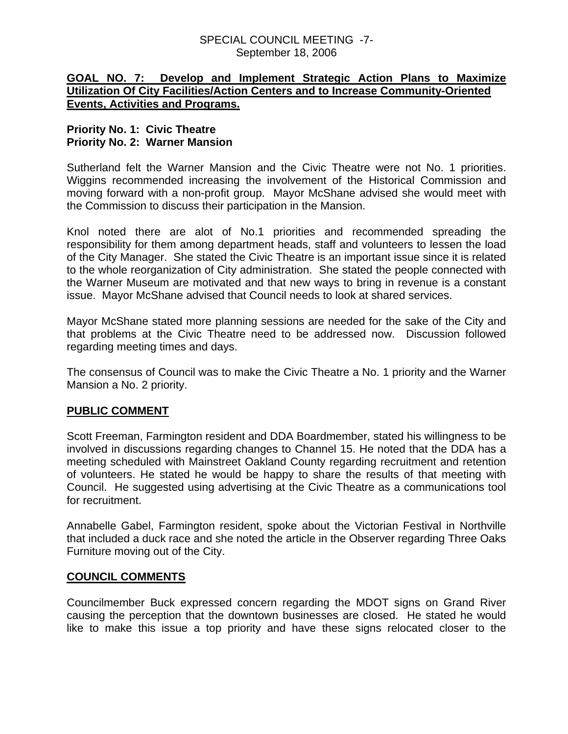**GOAL NO. 7: Develop and Implement Strategic Action Plans to Maximize Utilization Of City Facilities/Action Centers and to Increase Community-Oriented Events, Activities and Programs.**

**Priority No. 1: Civic Theatre**
**Priority No. 2: Warner Mansion**

Sutherland felt the Warner Mansion and the Civic Theatre were not No. 1 priorities. Wiggins recommended increasing the involvement of the Historical Commission and moving forward with a non-profit group. Mayor McShane advised she would meet with the Commission to discuss their participation in the Mansion.

Knol noted there are alot of No.1 priorities and recommended spreading the responsibility for them among department heads, staff and volunteers to lessen the load of the City Manager. She stated the Civic Theatre is an important issue since it is related to the whole reorganization of City administration. She stated the people connected with the Warner Museum are motivated and that new ways to bring in revenue is a constant issue. Mayor McShane advised that Council needs to look at shared services.

Mayor McShane stated more planning sessions are needed for the sake of the City and that problems at the Civic Theatre need to be addressed now. Discussion followed regarding meeting times and days.

The consensus of Council was to make the Civic Theatre a No. 1 priority and the Warner Mansion a No. 2 priority.

**PUBLIC COMMENT**

Scott Freeman, Farmington resident and DDA Boardmember, stated his willingness to be involved in discussions regarding changes to Channel 15. He noted that the DDA has a meeting scheduled with Mainstreet Oakland County regarding recruitment and retention of volunteers. He stated he would be happy to share the results of that meeting with Council. He suggested using advertising at the Civic Theatre as a communications tool for recruitment.

Annabelle Gabel, Farmington resident, spoke about the Victorian Festival in Northville that included a duck race and she noted the article in the Observer regarding Three Oaks Furniture moving out of the City.

**COUNCIL COMMENTS**

Councilmember Buck expressed concern regarding the MDOT signs on Grand River causing the perception that the downtown businesses are closed. He stated he would like to make this issue a top priority and have these signs relocated closer to the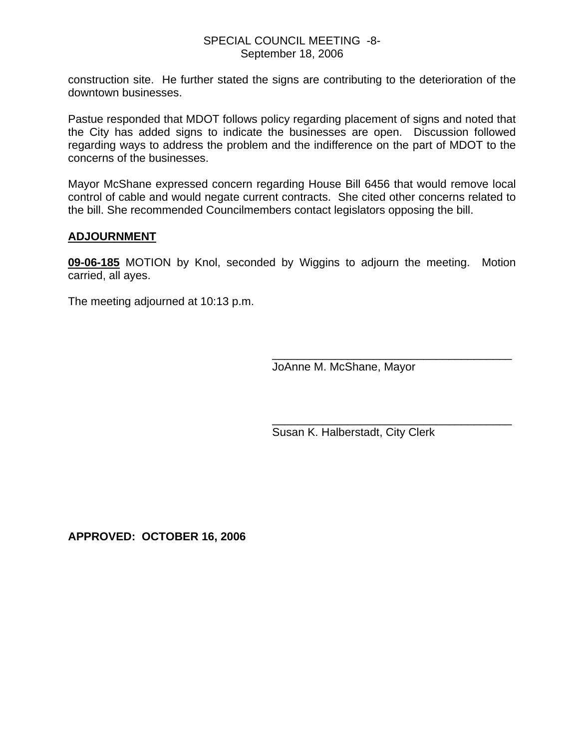construction site. He further stated the signs are contributing to the deterioration of the downtown businesses.

Pastue responded that MDOT follows policy regarding placement of signs and noted that the City has added signs to indicate the businesses are open. Discussion followed regarding ways to address the problem and the indifference on the part of MDOT to the concerns of the businesses.

Mayor McShane expressed concern regarding House Bill 6456 that would remove local control of cable and would negate current contracts. She cited other concerns related to the bill. She recommended Councilmembers contact legislators opposing the bill.

## ADJOURNMENT

**09-06-185** MOTION by Knol, seconded by Wiggins to adjourn the meeting. Motion carried, all ayes.

The meeting adjourned at 10:13 p.m.

_______________________________________
JoAnne M. McShane, Mayor

_______________________________________
Susan K. Halberstadt, City Clerk

**APPROVED: OCTOBER 16, 2006**